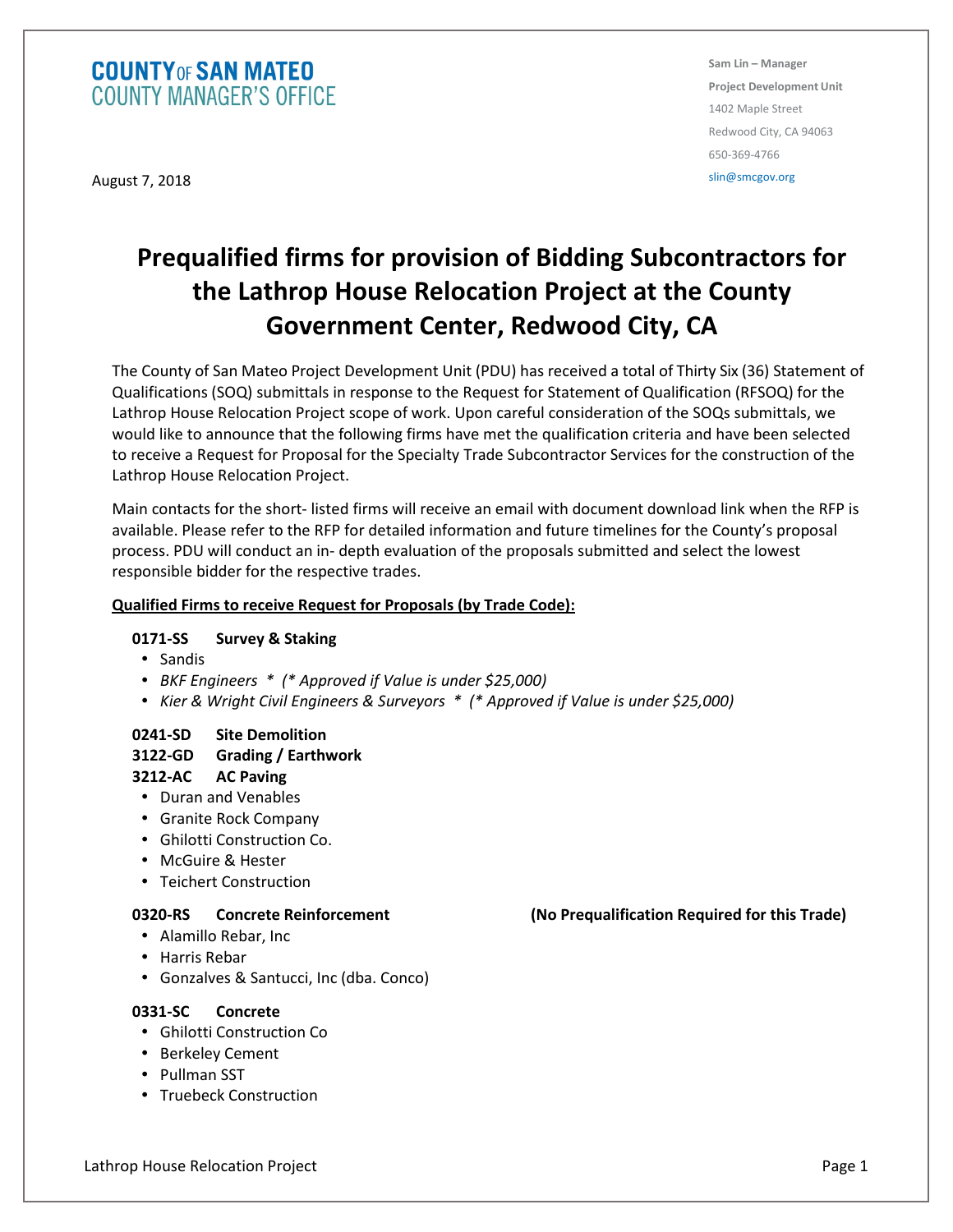**COUNTY OF SAN MATEO**
COUNTY MANAGER'S OFFICE

**Sam Lin – Manager**
**Project Development Unit**
1402 Maple Street
Redwood City, CA 94063
650-369-4766
slin@smcgov.org

August 7, 2018

# Prequalified firms for provision of Bidding Subcontractors for the Lathrop House Relocation Project at the County Government Center, Redwood City, CA

The County of San Mateo Project Development Unit (PDU) has received a total of Thirty Six (36) Statement of Qualifications (SOQ) submittals in response to the Request for Statement of Qualification (RFSOQ) for the Lathrop House Relocation Project scope of work. Upon careful consideration of the SOQs submittals, we would like to announce that the following firms have met the qualification criteria and have been selected to receive a Request for Proposal for the Specialty Trade Subcontractor Services for the construction of the Lathrop House Relocation Project.

Main contacts for the short- listed firms will receive an email with document download link when the RFP is available. Please refer to the RFP for detailed information and future timelines for the County's proposal process. PDU will conduct an in- depth evaluation of the proposals submitted and select the lowest responsible bidder for the respective trades.

**Qualified Firms to receive Request for Proposals (by Trade Code):**

**0171-SS Survey & Staking**

- Sandis
- *BKF Engineers * (* Approved if Value is under $25,000)*
- *Kier & Wright Civil Engineers & Surveyors * (* Approved if Value is under $25,000)*

**0241-SD Site Demolition**
**3122-GD Grading / Earthwork**
**3212-AC AC Paving**

- Duran and Venables
- Granite Rock Company
- Ghilotti Construction Co.
- McGuire & Hester
- Teichert Construction

**0320-RS Concrete Reinforcement** **(No Prequalification Required for this Trade)**

- Alamillo Rebar, Inc
- Harris Rebar
- Gonzalves & Santucci, Inc (dba. Conco)

**0331-SC Concrete**

- Ghilotti Construction Co
- Berkeley Cement
- Pullman SST
- Truebeck Construction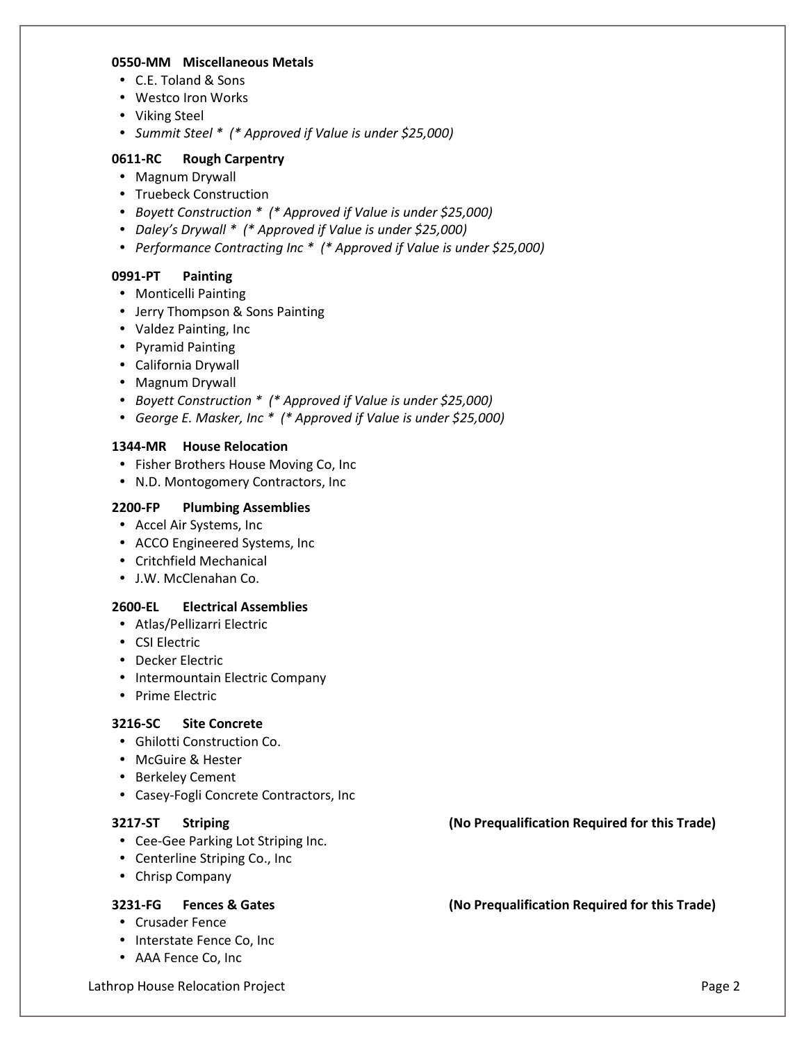**0550-MM Miscellaneous Metals**

- C.E. Toland & Sons
- Westco Iron Works
- Viking Steel
- *Summit Steel * (* Approved if Value is under $25,000)*

**0611-RC Rough Carpentry**

- Magnum Drywall
- Truebeck Construction
- *Boyett Construction * (* Approved if Value is under $25,000)*
- *Daley's Drywall * (* Approved if Value is under $25,000)*
- *Performance Contracting Inc * (* Approved if Value is under $25,000)*

**0991-PT Painting**

- Monticelli Painting
- Jerry Thompson & Sons Painting
- Valdez Painting, Inc
- Pyramid Painting
- California Drywall
- Magnum Drywall
- *Boyett Construction * (* Approved if Value is under $25,000)*
- *George E. Masker, Inc * (* Approved if Value is under $25,000)*

**1344-MR House Relocation**

- Fisher Brothers House Moving Co, Inc
- N.D. Montogomery Contractors, Inc

**2200-FP Plumbing Assemblies**

- Accel Air Systems, Inc
- ACCO Engineered Systems, Inc
- Critchfield Mechanical
- J.W. McClenahan Co.

**2600-EL Electrical Assemblies**

- Atlas/Pellizarri Electric
- CSI Electric
- Decker Electric
- Intermountain Electric Company
- Prime Electric

**3216-SC Site Concrete**

- Ghilotti Construction Co.
- McGuire & Hester
- Berkeley Cement
- Casey-Fogli Concrete Contractors, Inc

**3217-ST Striping** **(No Prequalification Required for this Trade)**

- Cee-Gee Parking Lot Striping Inc.
- Centerline Striping Co., Inc
- Chrisp Company

**3231-FG Fences & Gates** **(No Prequalification Required for this Trade)**

- Crusader Fence
- Interstate Fence Co, Inc
- AAA Fence Co, Inc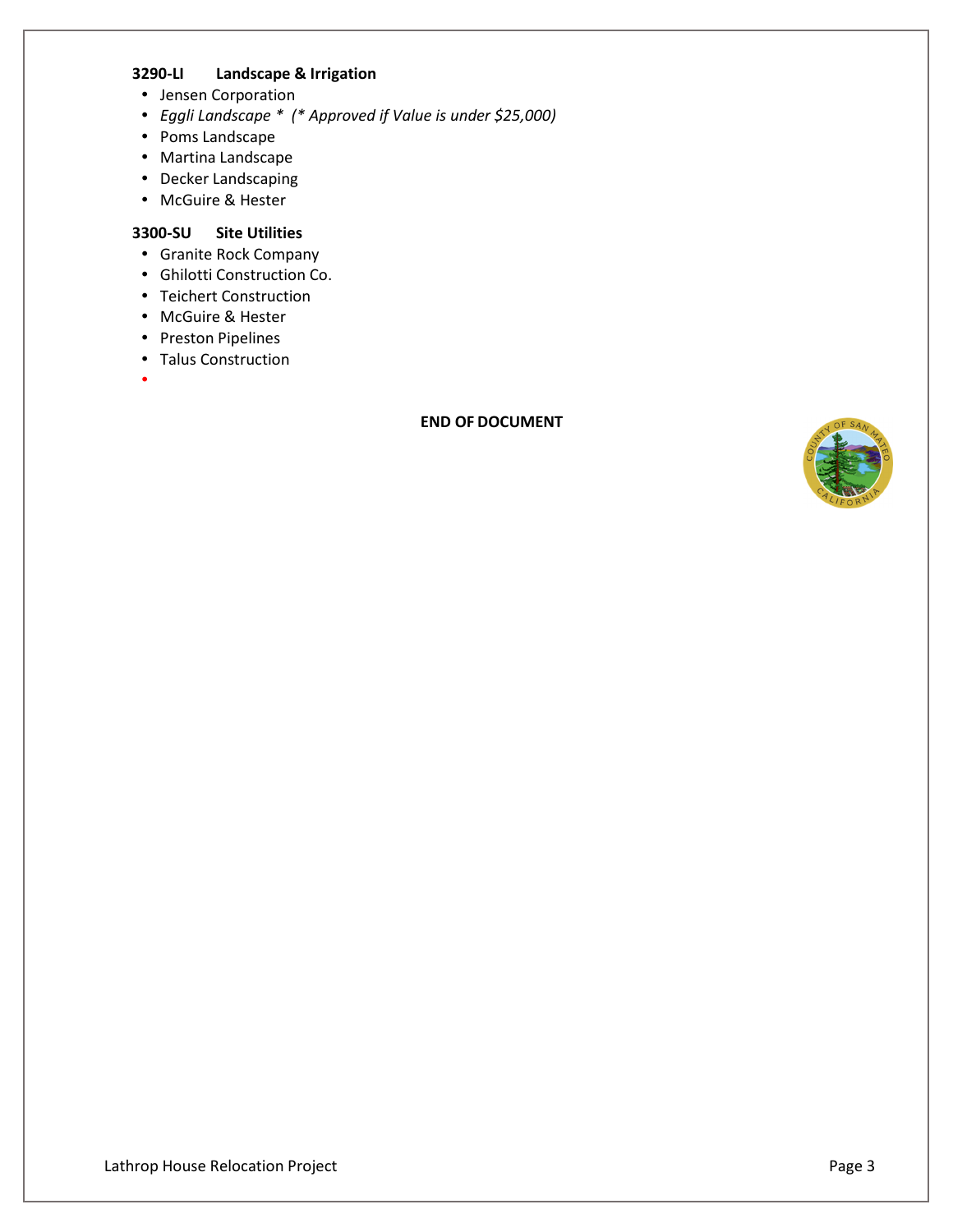**3290-LI Landscape & Irrigation**

- Jensen Corporation
- *Eggli Landscape * (* Approved if Value is under $25,000)*
- Poms Landscape
- Martina Landscape
- Decker Landscaping
- McGuire & Hester

**3300-SU Site Utilities**

- Granite Rock Company
- Ghilotti Construction Co.
- Teichert Construction
- McGuire & Hester
- Preston Pipelines
- Talus Construction

**END OF DOCUMENT**